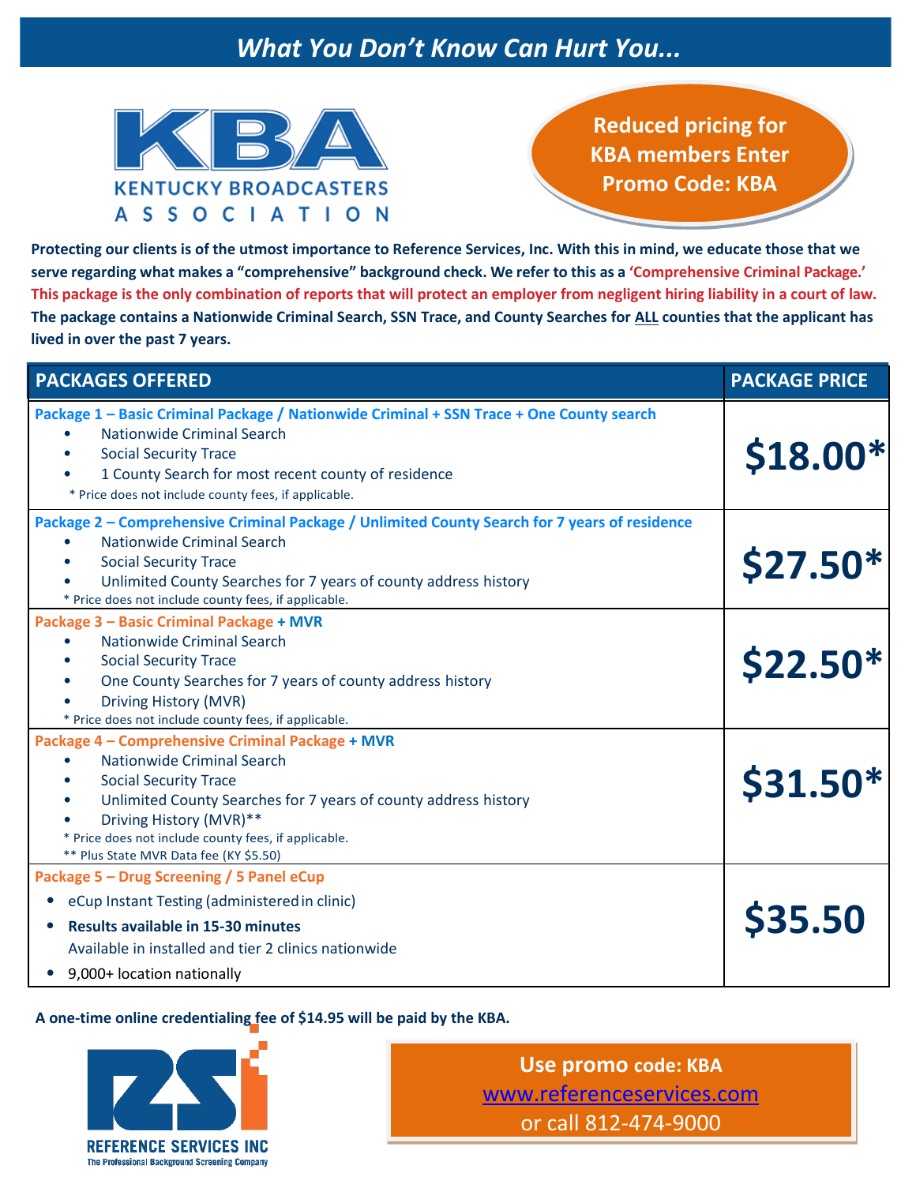# *What You Don't Know Can Hurt You...*

KBA
KENTUCKY BROADCASTERS ASSOCIATION

**Reduced pricing for KBA members Enter Promo Code: KBA**

**Protecting our clients is of the utmost importance to Reference Services, Inc. With this in mind, we educate those that we serve regarding what makes a "comprehensive" background check. We refer to this as a 'Comprehensive Criminal Package.' This package is the only combination of reports that will protect an employer from negligent hiring liability in a court of law. The package contains a Nationwide Criminal Search, SSN Trace, and County Searches for ALL counties that the applicant has lived in over the past 7 years.**

| PACKAGES OFFERED | PACKAGE PRICE |
|---|---|
| **Package 1 – Basic Criminal Package / Nationwide Criminal + SSN Trace + One County search**<br>• Nationwide Criminal Search<br>• Social Security Trace<br>• 1 County Search for most recent county of residence<br>* Price does not include county fees, if applicable. | **$18.00*** |
| **Package 2 – Comprehensive Criminal Package / Unlimited County Search for 7 years of residence**<br>• Nationwide Criminal Search<br>• Social Security Trace<br>• Unlimited County Searches for 7 years of county address history<br>* Price does not include county fees, if applicable. | **$27.50*** |
| **Package 3 – Basic Criminal Package + MVR**<br>• Nationwide Criminal Search<br>• Social Security Trace<br>• One County Searches for 7 years of county address history<br>• Driving History (MVR)<br>* Price does not include county fees, if applicable. | **$22.50*** |
| **Package 4 – Comprehensive Criminal Package + MVR**<br>• Nationwide Criminal Search<br>• Social Security Trace<br>• Unlimited County Searches for 7 years of county address history<br>• Driving History (MVR)**<br>* Price does not include county fees, if applicable.<br>** Plus State MVR Data fee (KY $5.50) | **$31.50*** |
| **Package 5 – Drug Screening / 5 Panel eCup**<br>• eCup Instant Testing (administered in clinic)<br>• **Results available in 15-30 minutes**<br>Available in installed and tier 2 clinics nationwide<br>• 9,000+ location nationally | **$35.50** |

**A one-time online credentialing fee of $14.95 will be paid by the KBA.**

REFERENCE SERVICES INC
The Professional Background Screening Company

**Use promo code: KBA**
www.referenceservices.com
or call 812-474-9000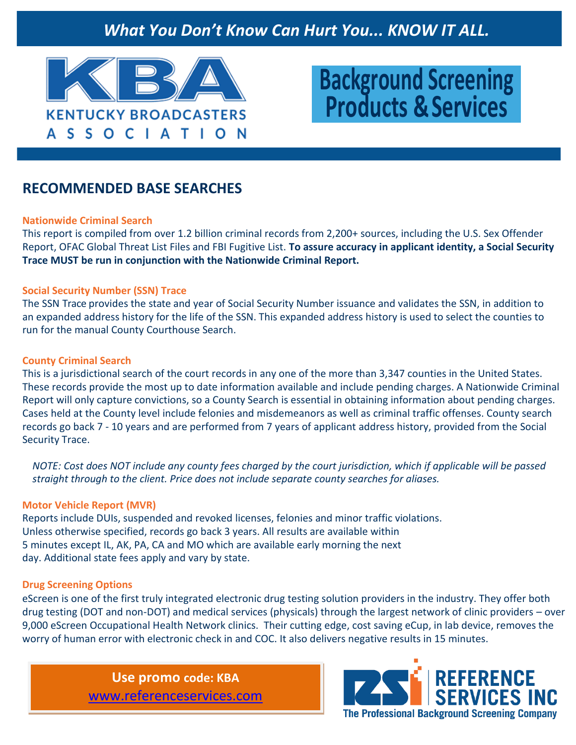*What You Don't Know Can Hurt You... KNOW IT ALL.*

KBA
KENTUCKY BROADCASTERS
ASSOCIATION

# Background Screening Products & Services

## RECOMMENDED BASE SEARCHES

### Nationwide Criminal Search

This report is compiled from over 1.2 billion criminal records from 2,200+ sources, including the U.S. Sex Offender Report, OFAC Global Threat List Files and FBI Fugitive List. **To assure accuracy in applicant identity, a Social Security Trace MUST be run in conjunction with the Nationwide Criminal Report.**

### Social Security Number (SSN) Trace

The SSN Trace provides the state and year of Social Security Number issuance and validates the SSN, in addition to an expanded address history for the life of the SSN. This expanded address history is used to select the counties to run for the manual County Courthouse Search.

### County Criminal Search

This is a jurisdictional search of the court records in any one of the more than 3,347 counties in the United States. These records provide the most up to date information available and include pending charges. A Nationwide Criminal Report will only capture convictions, so a County Search is essential in obtaining information about pending charges. Cases held at the County level include felonies and misdemeanors as well as criminal traffic offenses. County search records go back 7 - 10 years and are performed from 7 years of applicant address history, provided from the Social Security Trace.

*NOTE: Cost does NOT include any county fees charged by the court jurisdiction, which if applicable will be passed straight through to the client. Price does not include separate county searches for aliases.*

### Motor Vehicle Report (MVR)

Reports include DUIs, suspended and revoked licenses, felonies and minor traffic violations. Unless otherwise specified, records go back 3 years. All results are available within 5 minutes except IL, AK, PA, CA and MO which are available early morning the next day. Additional state fees apply and vary by state.

### Drug Screening Options

eScreen is one of the first truly integrated electronic drug testing solution providers in the industry. They offer both drug testing (DOT and non-DOT) and medical services (physicals) through the largest network of clinic providers – over 9,000 eScreen Occupational Health Network clinics. Their cutting edge, cost saving eCup, in lab device, removes the worry of human error with electronic check in and COC. It also delivers negative results in 15 minutes.

**Use promo code: KBA**
www.referenceservices.com

RSI REFERENCE SERVICES INC
The Professional Background Screening Company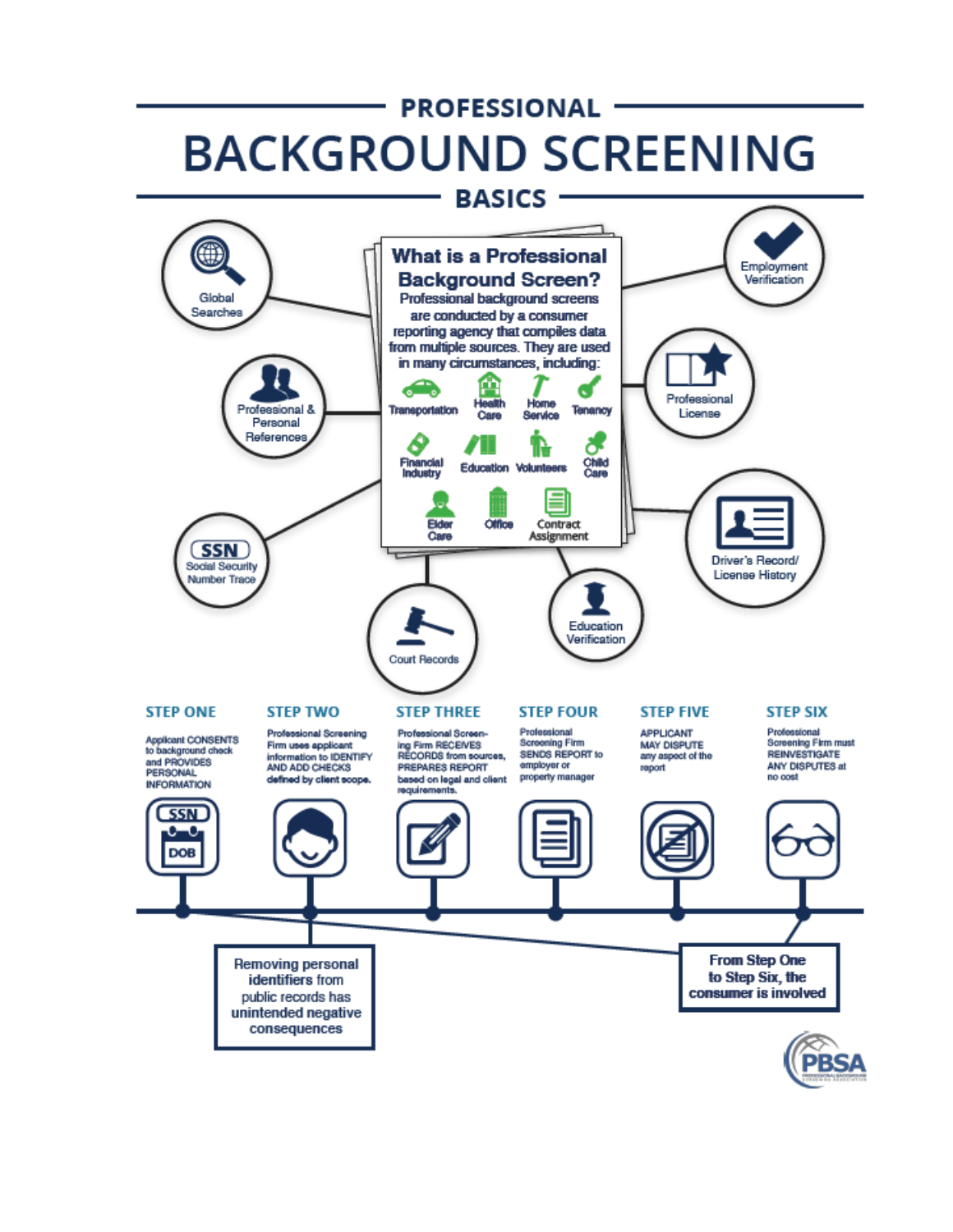# PROFESSIONAL BACKGROUND SCREENING BASICS

## What is a Professional Background Screen?

Professional background screens are conducted by a consumer reporting agency that compiles data from multiple sources. They are used in many circumstances, including:

- Transportation
- Health Care
- Home Service
- Tenancy
- Financial Industry
- Education
- Volunteers
- Child Care
- Elder Care
- Office
- Contract Assignment

**Components:**

- Global Searches
- Professional & Personal References
- SSN Social Security Number Trace
- Court Records
- Education Verification
- Driver's Record/ License History
- Professional License
- Employment Verification

## Steps

**STEP ONE**
Applicant CONSENTS to background check and PROVIDES PERSONAL INFORMATION

**STEP TWO**
Professional Screening Firm uses applicant information to IDENTIFY AND ADD CHECKS defined by client scope.

**STEP THREE**
Professional Screening Firm RECEIVES RECORDS from sources, PREPARES REPORT based on legal and client requirements.

**STEP FOUR**
Professional Screening Firm SENDS REPORT to employer or property manager

**STEP FIVE**
APPLICANT MAY DISPUTE any aspect of the report

**STEP SIX**
Professional Screening Firm must REINVESTIGATE ANY DISPUTES at no cost

Removing personal identifiers from public records has unintended negative consequences

**From Step One to Step Six, the consumer is involved**

PBSA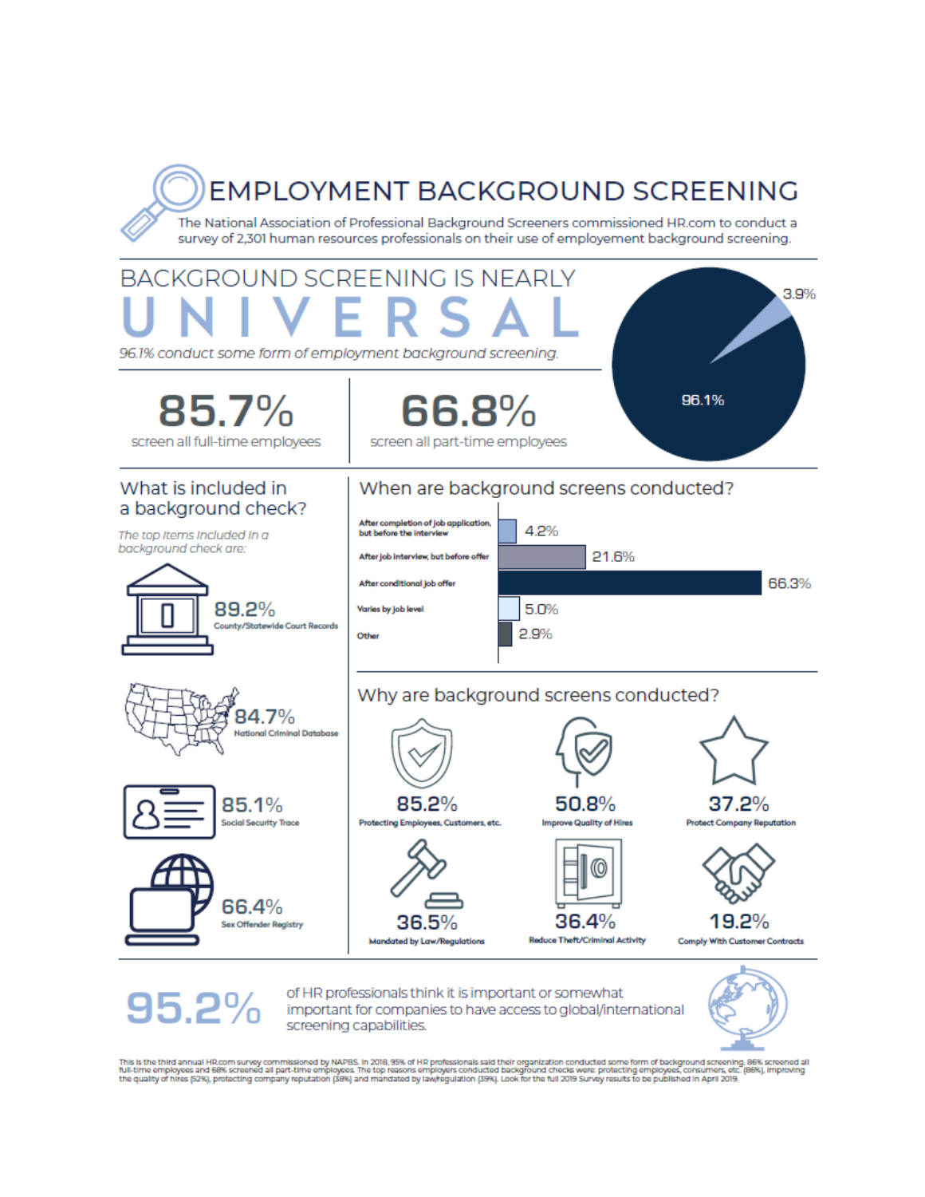# EMPLOYMENT BACKGROUND SCREENING

The National Association of Professional Background Screeners commissioned HR.com to conduct a survey of 2,301 human resources professionals on their use of employement background screening.

## BACKGROUND SCREENING IS NEARLY UNIVERSAL

*96.1% conduct some form of employment background screening.*

3.9%

96.1%

**85.7%** screen all full-time employees

**66.8%** screen all part-time employees

## What is included in a background check?

*The top items included in a background check are:*

89.2% County/Statewide Court Records

84.7% National Criminal Database

85.1% Social Security Trace

66.4% Sex Offender Registry

## When are background screens conducted?

After completion of job application, but before the interview
4.2%

After job interview, but before offer
21.6%

After conditional job offer
66.3%

Varies by job level
5.0%

Other
2.9%

## Why are background screens conducted?

85.2% Protecting Employees, Customers, etc.

50.8% Improve Quality of Hires

37.2% Protect Company Reputation

36.5% Mandated by Law/Regulations

36.4% Reduce Theft/Criminal Activity

19.2% Comply With Customer Contracts

**95.2%** of HR professionals think it is important or somewhat important for companies to have access to global/international screening capabilities.

This is the third annual HR.com survey commissioned by NAPBS. In 2018, 95% of HR professionals said their organization conducted some form of background screening. 86% screened all full-time employees and 68% screened all part-time employees. The top reasons employers conducted background checks were: protecting employees, consumers, etc. (86%), improving the quality of hires (52%), protecting company reputation (38%) and mandated by law/regulation (39%). Look for the full 2019 Survey results to be published in April 2019.